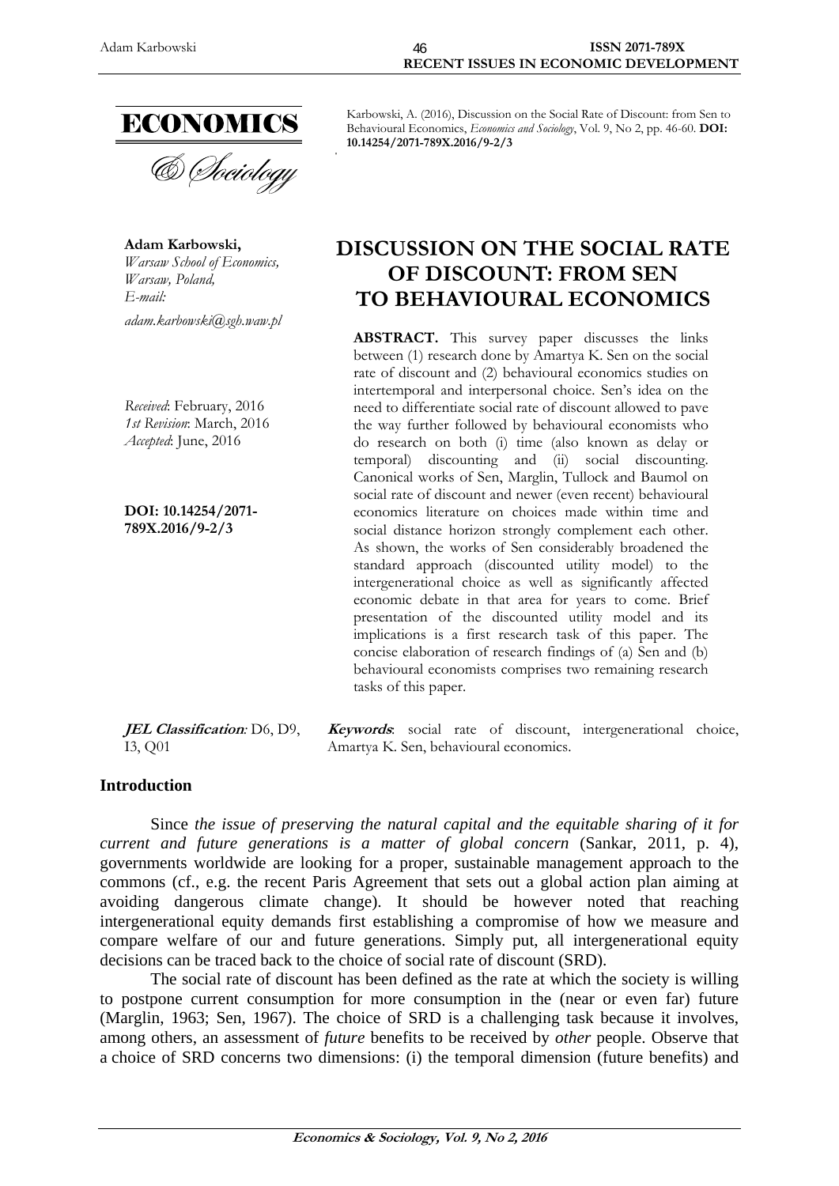Karbowski, A. (2016), Discussion on the Social Rate of Discount: from Sen to Behavioural Economics, *Economics and Sociology*, Vol. 9, No 2, pp. 46-60. **DOI: 10.14254/2071-789X.2016/9-2/3**

**Adam Karbowski,**
*Warsaw School of Economics, Warsaw, Poland,*
*E-mail:*
*adam.karbowski@sgh.waw.pl*

*Received*: February, 2016
*1st Revision*: March, 2016
*Accepted*: June, 2016

**DOI: 10.14254/2071-789X.2016/9-2/3**

# DISCUSSION ON THE SOCIAL RATE OF DISCOUNT: FROM SEN TO BEHAVIOURAL ECONOMICS

**ABSTRACT.** This survey paper discusses the links between (1) research done by Amartya K. Sen on the social rate of discount and (2) behavioural economics studies on intertemporal and interpersonal choice. Sen's idea on the need to differentiate social rate of discount allowed to pave the way further followed by behavioural economists who do research on both (i) time (also known as delay or temporal) discounting and (ii) social discounting. Canonical works of Sen, Marglin, Tullock and Baumol on social rate of discount and newer (even recent) behavioural economics literature on choices made within time and social distance horizon strongly complement each other. As shown, the works of Sen considerably broadened the standard approach (discounted utility model) to the intergenerational choice as well as significantly affected economic debate in that area for years to come. Brief presentation of the discounted utility model and its implications is a first research task of this paper. The concise elaboration of research findings of (a) Sen and (b) behavioural economists comprises two remaining research tasks of this paper.

***JEL Classification*:** D6, D9, I3, Q01

***Keywords*:** social rate of discount, intergenerational choice, Amartya K. Sen, behavioural economics.

## Introduction

Since *the issue of preserving the natural capital and the equitable sharing of it for current and future generations is a matter of global concern* (Sankar, 2011, p. 4), governments worldwide are looking for a proper, sustainable management approach to the commons (cf., e.g. the recent Paris Agreement that sets out a global action plan aiming at avoiding dangerous climate change). It should be however noted that reaching intergenerational equity demands first establishing a compromise of how we measure and compare welfare of our and future generations. Simply put, all intergenerational equity decisions can be traced back to the choice of social rate of discount (SRD).

The social rate of discount has been defined as the rate at which the society is willing to postpone current consumption for more consumption in the (near or even far) future (Marglin, 1963; Sen, 1967). The choice of SRD is a challenging task because it involves, among others, an assessment of *future* benefits to be received by *other* people. Observe that a choice of SRD concerns two dimensions: (i) the temporal dimension (future benefits) and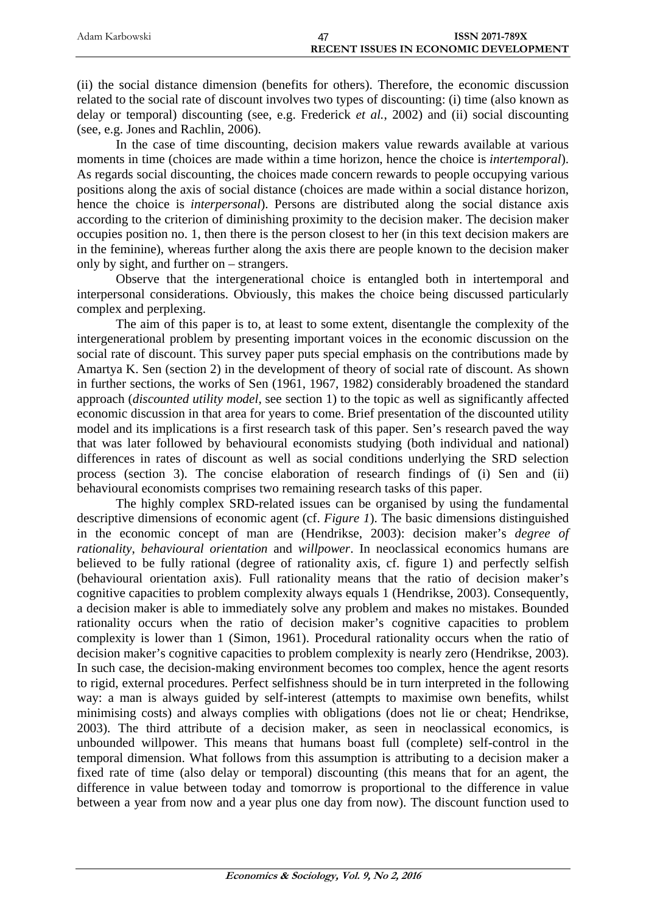(ii) the social distance dimension (benefits for others). Therefore, the economic discussion related to the social rate of discount involves two types of discounting: (i) time (also known as delay or temporal) discounting (see, e.g. Frederick *et al.*, 2002) and (ii) social discounting (see, e.g. Jones and Rachlin, 2006).

In the case of time discounting, decision makers value rewards available at various moments in time (choices are made within a time horizon, hence the choice is *intertemporal*). As regards social discounting, the choices made concern rewards to people occupying various positions along the axis of social distance (choices are made within a social distance horizon, hence the choice is *interpersonal*). Persons are distributed along the social distance axis according to the criterion of diminishing proximity to the decision maker. The decision maker occupies position no. 1, then there is the person closest to her (in this text decision makers are in the feminine), whereas further along the axis there are people known to the decision maker only by sight, and further on – strangers.

Observe that the intergenerational choice is entangled both in intertemporal and interpersonal considerations. Obviously, this makes the choice being discussed particularly complex and perplexing.

The aim of this paper is to, at least to some extent, disentangle the complexity of the intergenerational problem by presenting important voices in the economic discussion on the social rate of discount. This survey paper puts special emphasis on the contributions made by Amartya K. Sen (section 2) in the development of theory of social rate of discount. As shown in further sections, the works of Sen (1961, 1967, 1982) considerably broadened the standard approach (*discounted utility model*, see section 1) to the topic as well as significantly affected economic discussion in that area for years to come. Brief presentation of the discounted utility model and its implications is a first research task of this paper. Sen's research paved the way that was later followed by behavioural economists studying (both individual and national) differences in rates of discount as well as social conditions underlying the SRD selection process (section 3). The concise elaboration of research findings of (i) Sen and (ii) behavioural economists comprises two remaining research tasks of this paper.

The highly complex SRD-related issues can be organised by using the fundamental descriptive dimensions of economic agent (cf. *Figure 1*). The basic dimensions distinguished in the economic concept of man are (Hendrikse, 2003): decision maker's *degree of rationality*, *behavioural orientation* and *willpower*. In neoclassical economics humans are believed to be fully rational (degree of rationality axis, cf. figure 1) and perfectly selfish (behavioural orientation axis). Full rationality means that the ratio of decision maker's cognitive capacities to problem complexity always equals 1 (Hendrikse, 2003). Consequently, a decision maker is able to immediately solve any problem and makes no mistakes. Bounded rationality occurs when the ratio of decision maker's cognitive capacities to problem complexity is lower than 1 (Simon, 1961). Procedural rationality occurs when the ratio of decision maker's cognitive capacities to problem complexity is nearly zero (Hendrikse, 2003). In such case, the decision-making environment becomes too complex, hence the agent resorts to rigid, external procedures. Perfect selfishness should be in turn interpreted in the following way: a man is always guided by self-interest (attempts to maximise own benefits, whilst minimising costs) and always complies with obligations (does not lie or cheat; Hendrikse, 2003). The third attribute of a decision maker, as seen in neoclassical economics, is unbounded willpower. This means that humans boast full (complete) self-control in the temporal dimension. What follows from this assumption is attributing to a decision maker a fixed rate of time (also delay or temporal) discounting (this means that for an agent, the difference in value between today and tomorrow is proportional to the difference in value between a year from now and a year plus one day from now). The discount function used to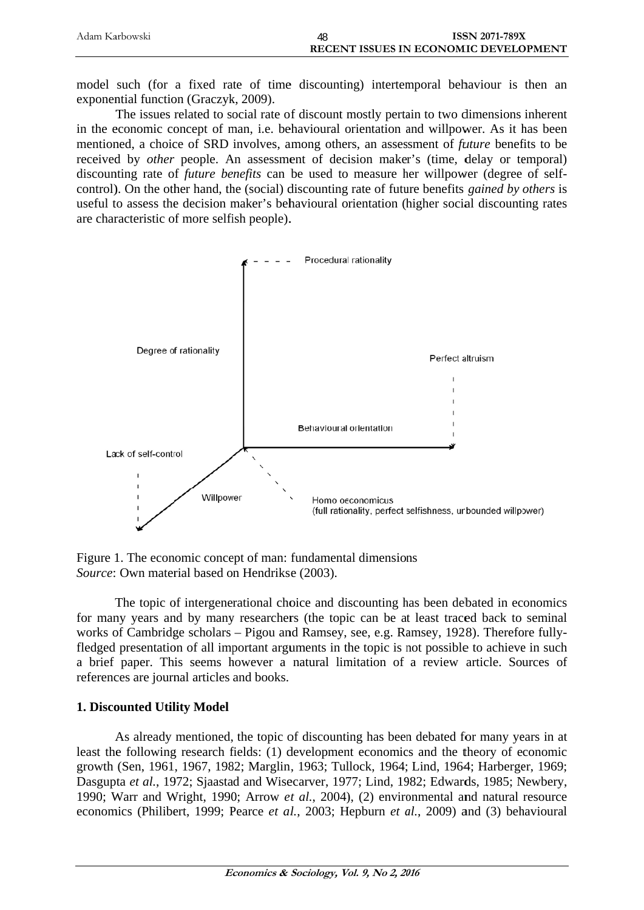model such (for a fixed rate of time discounting) intertemporal behaviour is then an exponential function (Graczyk, 2009).

The issues related to social rate of discount mostly pertain to two dimensions inherent in the economic concept of man, i.e. behavioural orientation and willpower. As it has been mentioned, a choice of SRD involves, among others, an assessment of *future* benefits to be received by *other* people. An assessment of decision maker's (time, delay or temporal) discounting rate of *future benefits* can be used to measure her willpower (degree of self-control). On the other hand, the (social) discounting rate of future benefits *gained by others* is useful to assess the decision maker's behavioural orientation (higher social discounting rates are characteristic of more selfish people).

Figure 1. The economic concept of man: fundamental dimensions
*Source*: Own material based on Hendrikse (2003).

The topic of intergenerational choice and discounting has been debated in economics for many years and by many researchers (the topic can be at least traced back to seminal works of Cambridge scholars – Pigou and Ramsey, see, e.g. Ramsey, 1928). Therefore fully-fledged presentation of all important arguments in the topic is not possible to achieve in such a brief paper. This seems however a natural limitation of a review article. Sources of references are journal articles and books.

## 1. Discounted Utility Model

As already mentioned, the topic of discounting has been debated for many years in at least the following research fields: (1) development economics and the theory of economic growth (Sen, 1961, 1967, 1982; Marglin, 1963; Tullock, 1964; Lind, 1964; Harberger, 1969; Dasgupta *et al.*, 1972; Sjaastad and Wisecarver, 1977; Lind, 1982; Edwards, 1985; Newbery, 1990; Warr and Wright, 1990; Arrow *et al.*, 2004), (2) environmental and natural resource economics (Philibert, 1999; Pearce *et al.*, 2003; Hepburn *et al.*, 2009) and (3) behavioural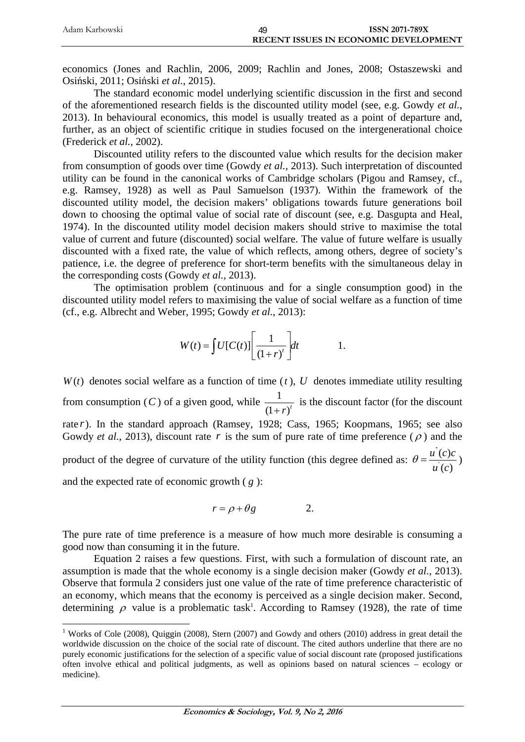economics (Jones and Rachlin, 2006, 2009; Rachlin and Jones, 2008; Ostaszewski and Osiński, 2011; Osiński *et al.*, 2015).

The standard economic model underlying scientific discussion in the first and second of the aforementioned research fields is the discounted utility model (see, e.g. Gowdy *et al.*, 2013). In behavioural economics, this model is usually treated as a point of departure and, further, as an object of scientific critique in studies focused on the intergenerational choice (Frederick *et al.*, 2002).

Discounted utility refers to the discounted value which results for the decision maker from consumption of goods over time (Gowdy *et al.*, 2013). Such interpretation of discounted utility can be found in the canonical works of Cambridge scholars (Pigou and Ramsey, cf., e.g. Ramsey, 1928) as well as Paul Samuelson (1937). Within the framework of the discounted utility model, the decision makers' obligations towards future generations boil down to choosing the optimal value of social rate of discount (see, e.g. Dasgupta and Heal, 1974). In the discounted utility model decision makers should strive to maximise the total value of current and future (discounted) social welfare. The value of future welfare is usually discounted with a fixed rate, the value of which reflects, among others, degree of society's patience, i.e. the degree of preference for short-term benefits with the simultaneous delay in the corresponding costs (Gowdy *et al.*, 2013).

The optimisation problem (continuous and for a single consumption good) in the discounted utility model refers to maximising the value of social welfare as a function of time (cf., e.g. Albrecht and Weber, 1995; Gowdy *et al.*, 2013):

$$W(t) = \int U[C(t)]\left[\frac{1}{(1+r)^t}\right]dt \qquad 1.$$

$W(t)$ denotes social welfare as a function of time ($t$), $U$ denotes immediate utility resulting from consumption ($C$) of a given good, while $\frac{1}{(1+r)^t}$ is the discount factor (for the discount rate $r$). In the standard approach (Ramsey, 1928; Cass, 1965; Koopmans, 1965; see also Gowdy *et al.*, 2013), discount rate $r$ is the sum of pure rate of time preference ($\rho$) and the product of the degree of curvature of the utility function (this degree defined as: $\theta = \frac{u''(c)c}{u'(c)}$) and the expected rate of economic growth ($g$):

$$r = \rho + \theta g \qquad 2.$$

The pure rate of time preference is a measure of how much more desirable is consuming a good now than consuming it in the future.

Equation 2 raises a few questions. First, with such a formulation of discount rate, an assumption is made that the whole economy is a single decision maker (Gowdy *et al.*, 2013). Observe that formula 2 considers just one value of the rate of time preference characteristic of an economy, which means that the economy is perceived as a single decision maker. Second, determining $\rho$ value is a problematic task[1]. According to Ramsey (1928), the rate of time

---

[1] Works of Cole (2008), Quiggin (2008), Stern (2007) and Gowdy and others (2010) address in great detail the worldwide discussion on the choice of the social rate of discount. The cited authors underline that there are no purely economic justifications for the selection of a specific value of social discount rate (proposed justifications often involve ethical and political judgments, as well as opinions based on natural sciences – ecology or medicine).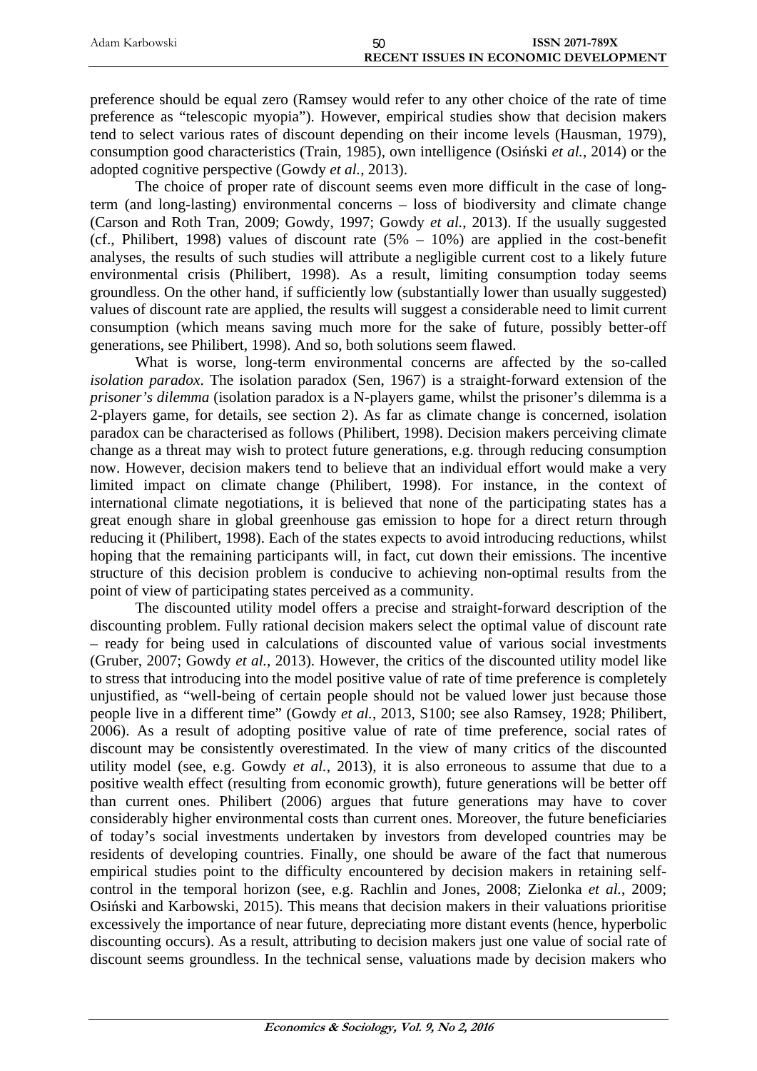preference should be equal zero (Ramsey would refer to any other choice of the rate of time preference as "telescopic myopia"). However, empirical studies show that decision makers tend to select various rates of discount depending on their income levels (Hausman, 1979), consumption good characteristics (Train, 1985), own intelligence (Osiński *et al.*, 2014) or the adopted cognitive perspective (Gowdy *et al.*, 2013).

The choice of proper rate of discount seems even more difficult in the case of long-term (and long-lasting) environmental concerns – loss of biodiversity and climate change (Carson and Roth Tran, 2009; Gowdy, 1997; Gowdy *et al.*, 2013). If the usually suggested (cf., Philibert, 1998) values of discount rate (5% – 10%) are applied in the cost-benefit analyses, the results of such studies will attribute a negligible current cost to a likely future environmental crisis (Philibert, 1998). As a result, limiting consumption today seems groundless. On the other hand, if sufficiently low (substantially lower than usually suggested) values of discount rate are applied, the results will suggest a considerable need to limit current consumption (which means saving much more for the sake of future, possibly better-off generations, see Philibert, 1998). And so, both solutions seem flawed.

What is worse, long-term environmental concerns are affected by the so-called *isolation paradox*. The isolation paradox (Sen, 1967) is a straight-forward extension of the *prisoner's dilemma* (isolation paradox is a N-players game, whilst the prisoner's dilemma is a 2-players game, for details, see section 2). As far as climate change is concerned, isolation paradox can be characterised as follows (Philibert, 1998). Decision makers perceiving climate change as a threat may wish to protect future generations, e.g. through reducing consumption now. However, decision makers tend to believe that an individual effort would make a very limited impact on climate change (Philibert, 1998). For instance, in the context of international climate negotiations, it is believed that none of the participating states has a great enough share in global greenhouse gas emission to hope for a direct return through reducing it (Philibert, 1998). Each of the states expects to avoid introducing reductions, whilst hoping that the remaining participants will, in fact, cut down their emissions. The incentive structure of this decision problem is conducive to achieving non-optimal results from the point of view of participating states perceived as a community.

The discounted utility model offers a precise and straight-forward description of the discounting problem. Fully rational decision makers select the optimal value of discount rate – ready for being used in calculations of discounted value of various social investments (Gruber, 2007; Gowdy *et al.*, 2013). However, the critics of the discounted utility model like to stress that introducing into the model positive value of rate of time preference is completely unjustified, as "well-being of certain people should not be valued lower just because those people live in a different time" (Gowdy *et al.*, 2013, S100; see also Ramsey, 1928; Philibert, 2006). As a result of adopting positive value of rate of time preference, social rates of discount may be consistently overestimated. In the view of many critics of the discounted utility model (see, e.g. Gowdy *et al.*, 2013), it is also erroneous to assume that due to a positive wealth effect (resulting from economic growth), future generations will be better off than current ones. Philibert (2006) argues that future generations may have to cover considerably higher environmental costs than current ones. Moreover, the future beneficiaries of today's social investments undertaken by investors from developed countries may be residents of developing countries. Finally, one should be aware of the fact that numerous empirical studies point to the difficulty encountered by decision makers in retaining self-control in the temporal horizon (see, e.g. Rachlin and Jones, 2008; Zielonka *et al.*, 2009; Osiński and Karbowski, 2015). This means that decision makers in their valuations prioritise excessively the importance of near future, depreciating more distant events (hence, hyperbolic discounting occurs). As a result, attributing to decision makers just one value of social rate of discount seems groundless. In the technical sense, valuations made by decision makers who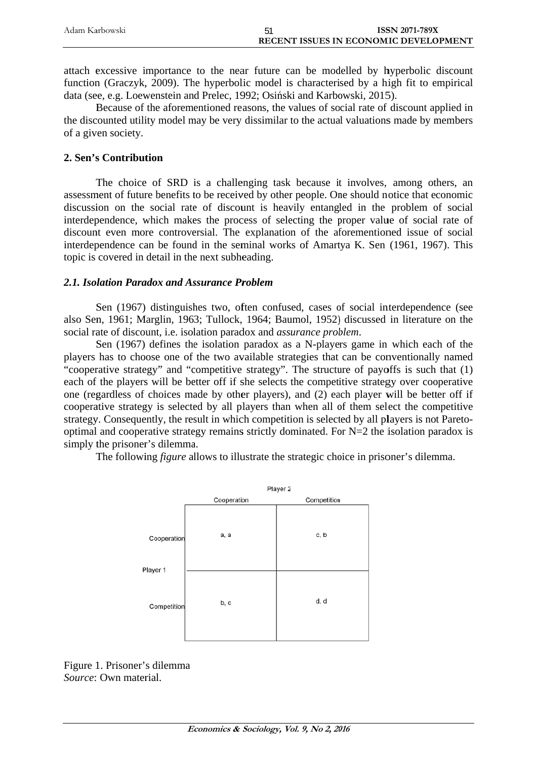attach excessive importance to the near future can be modelled by hyperbolic discount function (Graczyk, 2009). The hyperbolic model is characterised by a high fit to empirical data (see, e.g. Loewenstein and Prelec, 1992; Osiński and Karbowski, 2015).

Because of the aforementioned reasons, the values of social rate of discount applied in the discounted utility model may be very dissimilar to the actual valuations made by members of a given society.

## 2. Sen's Contribution

The choice of SRD is a challenging task because it involves, among others, an assessment of future benefits to be received by other people. One should notice that economic discussion on the social rate of discount is heavily entangled in the problem of social interdependence, which makes the process of selecting the proper value of social rate of discount even more controversial. The explanation of the aforementioned issue of social interdependence can be found in the seminal works of Amartya K. Sen (1961, 1967). This topic is covered in detail in the next subheading.

### *2.1. Isolation Paradox and Assurance Problem*

Sen (1967) distinguishes two, often confused, cases of social interdependence (see also Sen, 1961; Marglin, 1963; Tullock, 1964; Baumol, 1952) discussed in literature on the social rate of discount, i.e. isolation paradox and *assurance problem*.

Sen (1967) defines the isolation paradox as a N-players game in which each of the players has to choose one of the two available strategies that can be conventionally named "cooperative strategy" and "competitive strategy". The structure of payoffs is such that (1) each of the players will be better off if she selects the competitive strategy over cooperative one (regardless of choices made by other players), and (2) each player will be better off if cooperative strategy is selected by all players than when all of them select the competitive strategy. Consequently, the result in which competition is selected by all players is not Pareto-optimal and cooperative strategy remains strictly dominated. For N=2 the isolation paradox is simply the prisoner's dilemma.

The following *figure* allows to illustrate the strategic choice in prisoner's dilemma.

| | | Player 2 | |
|---|---|---|---|
| | | Cooperation | Competition |
| Player 1 | Cooperation | a, a | c, b |
| | Competition | b, c | d, d |

Figure 1. Prisoner's dilemma
*Source*: Own material.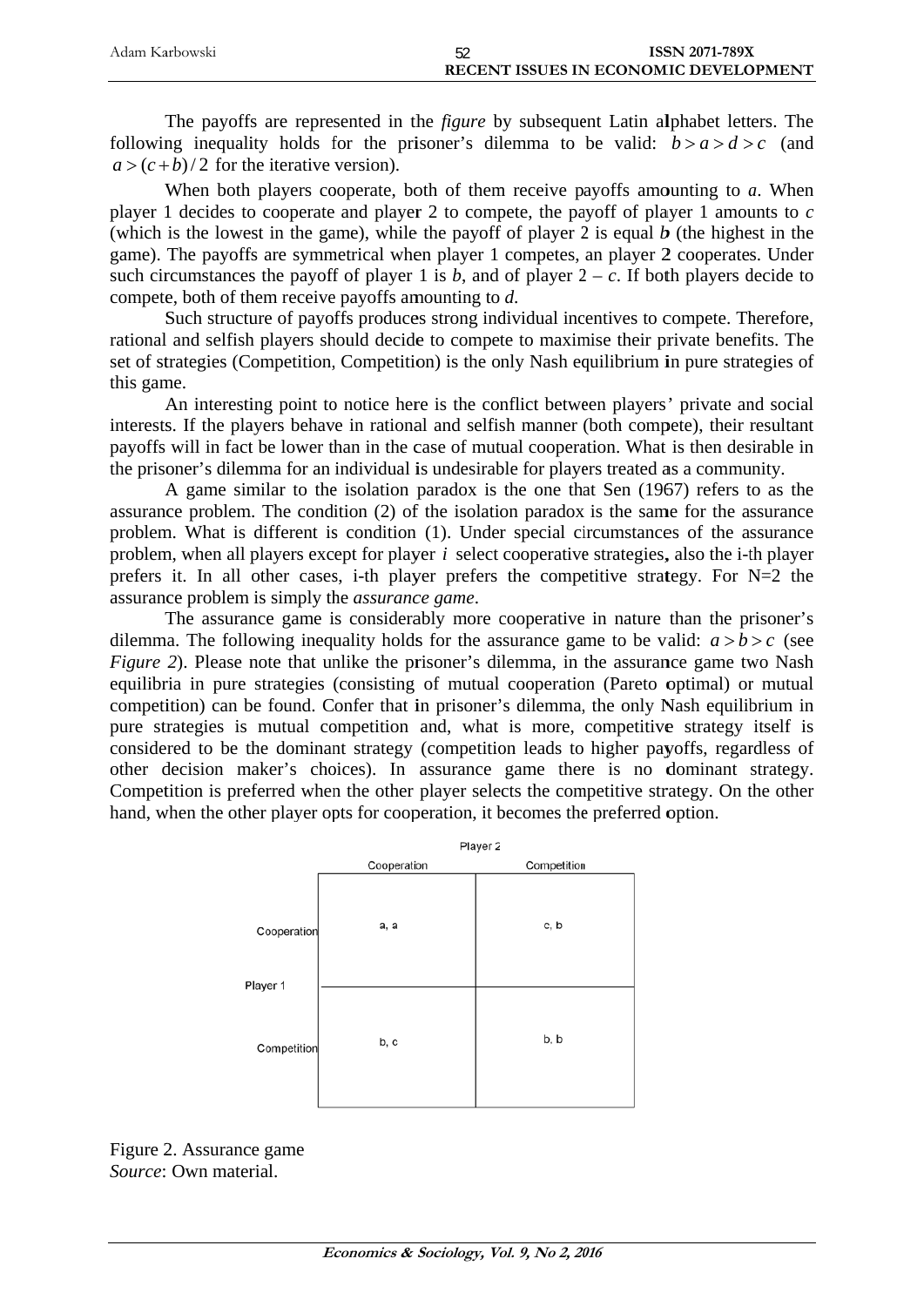The payoffs are represented in the *figure* by subsequent Latin alphabet letters. The following inequality holds for the prisoner's dilemma to be valid: $b > a > d > c$ (and $a > (c+b)/2$ for the iterative version).

When both players cooperate, both of them receive payoffs amounting to *a*. When player 1 decides to cooperate and player 2 to compete, the payoff of player 1 amounts to *c* (which is the lowest in the game), while the payoff of player 2 is equal *b* (the highest in the game). The payoffs are symmetrical when player 1 competes, an player 2 cooperates. Under such circumstances the payoff of player 1 is *b*, and of player 2 – *c*. If both players decide to compete, both of them receive payoffs amounting to *d*.

Such structure of payoffs produces strong individual incentives to compete. Therefore, rational and selfish players should decide to compete to maximise their private benefits. The set of strategies (Competition, Competition) is the only Nash equilibrium in pure strategies of this game.

An interesting point to notice here is the conflict between players' private and social interests. If the players behave in rational and selfish manner (both compete), their resultant payoffs will in fact be lower than in the case of mutual cooperation. What is then desirable in the prisoner's dilemma for an individual is undesirable for players treated as a community.

A game similar to the isolation paradox is the one that Sen (1967) refers to as the assurance problem. The condition (2) of the isolation paradox is the same for the assurance problem. What is different is condition (1). Under special circumstances of the assurance problem, when all players except for player $i$ select cooperative strategies, also the i-th player prefers it. In all other cases, i-th player prefers the competitive strategy. For N=2 the assurance problem is simply the *assurance game*.

The assurance game is considerably more cooperative in nature than the prisoner's dilemma. The following inequality holds for the assurance game to be valid: $a > b > c$ (see *Figure 2*). Please note that unlike the prisoner's dilemma, in the assurance game two Nash equilibria in pure strategies (consisting of mutual cooperation (Pareto optimal) or mutual competition) can be found. Confer that in prisoner's dilemma, the only Nash equilibrium in pure strategies is mutual competition and, what is more, competitive strategy itself is considered to be the dominant strategy (competition leads to higher payoffs, regardless of other decision maker's choices). In assurance game there is no dominant strategy. Competition is preferred when the other player selects the competitive strategy. On the other hand, when the other player opts for cooperation, it becomes the preferred option.

| | | Player 2 | |
|---|---|---|---|
| | | Cooperation | Competition |
| Player 1 | Cooperation | a, a | c, b |
| | Competition | b, c | b, b |

Figure 2. Assurance game
*Source*: Own material.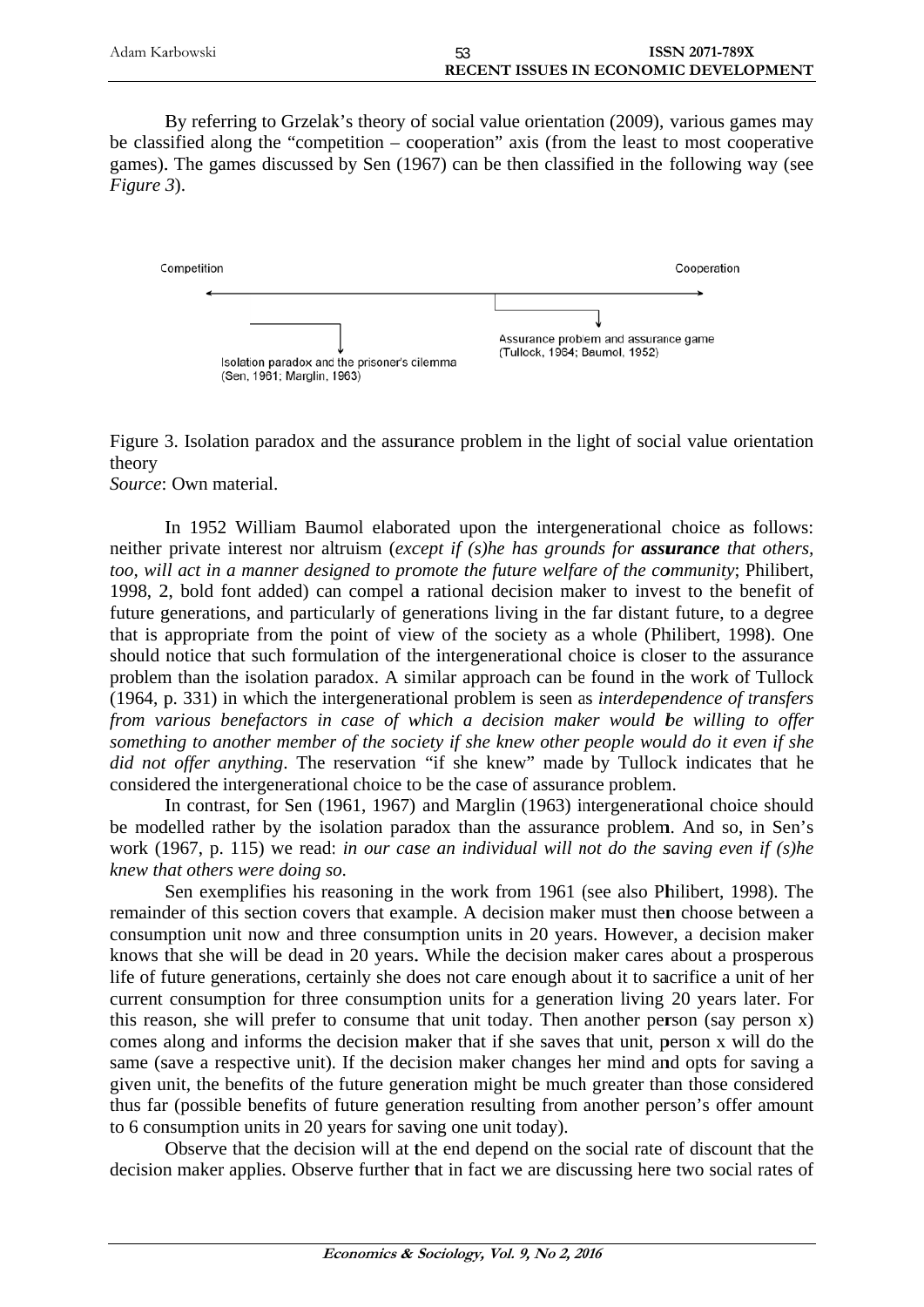By referring to Grzelak's theory of social value orientation (2009), various games may be classified along the "competition – cooperation" axis (from the least to most cooperative games). The games discussed by Sen (1967) can be then classified in the following way (see *Figure 3*).

Competition ⟵⟶ Cooperation

Isolation paradox and the prisoner's cilemma (Sen, 1961; Marglin, 1963)

Assurance problem and assurance game (Tullock, 1964; Baumol, 1952)

Figure 3. Isolation paradox and the assurance problem in the light of social value orientation theory
*Source*: Own material.

In 1952 William Baumol elaborated upon the intergenerational choice as follows: neither private interest nor altruism (*except if (s)he has grounds for* ***assurance*** *that others, too, will act in a manner designed to promote the future welfare of the community*; Philibert, 1998, 2, bold font added) can compel a rational decision maker to invest to the benefit of future generations, and particularly of generations living in the far distant future, to a degree that is appropriate from the point of view of the society as a whole (Philibert, 1998). One should notice that such formulation of the intergenerational choice is closer to the assurance problem than the isolation paradox. A similar approach can be found in the work of Tullock (1964, p. 331) in which the intergenerational problem is seen as *interdependence of transfers from various benefactors in case of which a decision maker would be willing to offer something to another member of the society if she knew other people would do it even if she did not offer anything*. The reservation "if she knew" made by Tullock indicates that he considered the intergenerational choice to be the case of assurance problem.

In contrast, for Sen (1961, 1967) and Marglin (1963) intergenerational choice should be modelled rather by the isolation paradox than the assurance problem. And so, in Sen's work (1967, p. 115) we read: *in our case an individual will not do the saving even if (s)he knew that others were doing so.*

Sen exemplifies his reasoning in the work from 1961 (see also Philibert, 1998). The remainder of this section covers that example. A decision maker must then choose between a consumption unit now and three consumption units in 20 years. However, a decision maker knows that she will be dead in 20 years. While the decision maker cares about a prosperous life of future generations, certainly she does not care enough about it to sacrifice a unit of her current consumption for three consumption units for a generation living 20 years later. For this reason, she will prefer to consume that unit today. Then another person (say person x) comes along and informs the decision maker that if she saves that unit, person x will do the same (save a respective unit). If the decision maker changes her mind and opts for saving a given unit, the benefits of the future generation might be much greater than those considered thus far (possible benefits of future generation resulting from another person's offer amount to 6 consumption units in 20 years for saving one unit today).

Observe that the decision will at the end depend on the social rate of discount that the decision maker applies. Observe further that in fact we are discussing here two social rates of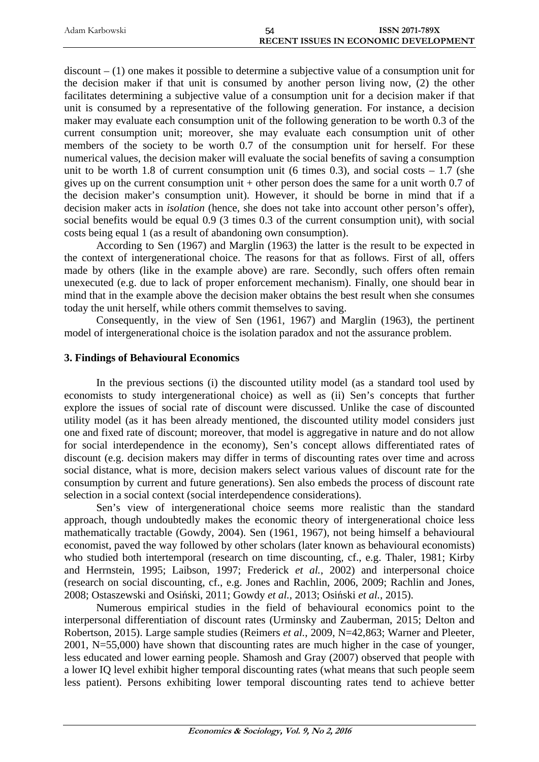discount – (1) one makes it possible to determine a subjective value of a consumption unit for the decision maker if that unit is consumed by another person living now, (2) the other facilitates determining a subjective value of a consumption unit for a decision maker if that unit is consumed by a representative of the following generation. For instance, a decision maker may evaluate each consumption unit of the following generation to be worth 0.3 of the current consumption unit; moreover, she may evaluate each consumption unit of other members of the society to be worth 0.7 of the consumption unit for herself. For these numerical values, the decision maker will evaluate the social benefits of saving a consumption unit to be worth 1.8 of current consumption unit (6 times 0.3), and social costs – 1.7 (she gives up on the current consumption unit + other person does the same for a unit worth 0.7 of the decision maker's consumption unit). However, it should be borne in mind that if a decision maker acts in *isolation* (hence, she does not take into account other person's offer), social benefits would be equal 0.9 (3 times 0.3 of the current consumption unit), with social costs being equal 1 (as a result of abandoning own consumption).

According to Sen (1967) and Marglin (1963) the latter is the result to be expected in the context of intergenerational choice. The reasons for that as follows. First of all, offers made by others (like in the example above) are rare. Secondly, such offers often remain unexecuted (e.g. due to lack of proper enforcement mechanism). Finally, one should bear in mind that in the example above the decision maker obtains the best result when she consumes today the unit herself, while others commit themselves to saving.

Consequently, in the view of Sen (1961, 1967) and Marglin (1963), the pertinent model of intergenerational choice is the isolation paradox and not the assurance problem.

## 3. Findings of Behavioural Economics

In the previous sections (i) the discounted utility model (as a standard tool used by economists to study intergenerational choice) as well as (ii) Sen's concepts that further explore the issues of social rate of discount were discussed. Unlike the case of discounted utility model (as it has been already mentioned, the discounted utility model considers just one and fixed rate of discount; moreover, that model is aggregative in nature and do not allow for social interdependence in the economy), Sen's concept allows differentiated rates of discount (e.g. decision makers may differ in terms of discounting rates over time and across social distance, what is more, decision makers select various values of discount rate for the consumption by current and future generations). Sen also embeds the process of discount rate selection in a social context (social interdependence considerations).

Sen's view of intergenerational choice seems more realistic than the standard approach, though undoubtedly makes the economic theory of intergenerational choice less mathematically tractable (Gowdy, 2004). Sen (1961, 1967), not being himself a behavioural economist, paved the way followed by other scholars (later known as behavioural economists) who studied both intertemporal (research on time discounting, cf., e.g. Thaler, 1981; Kirby and Herrnstein, 1995; Laibson, 1997; Frederick *et al.*, 2002) and interpersonal choice (research on social discounting, cf., e.g. Jones and Rachlin, 2006, 2009; Rachlin and Jones, 2008; Ostaszewski and Osiński, 2011; Gowdy *et al.*, 2013; Osiński *et al.*, 2015).

Numerous empirical studies in the field of behavioural economics point to the interpersonal differentiation of discount rates (Urminsky and Zauberman, 2015; Delton and Robertson, 2015). Large sample studies (Reimers *et al.*, 2009, N=42,863; Warner and Pleeter, 2001, N=55,000) have shown that discounting rates are much higher in the case of younger, less educated and lower earning people. Shamosh and Gray (2007) observed that people with a lower IQ level exhibit higher temporal discounting rates (what means that such people seem less patient). Persons exhibiting lower temporal discounting rates tend to achieve better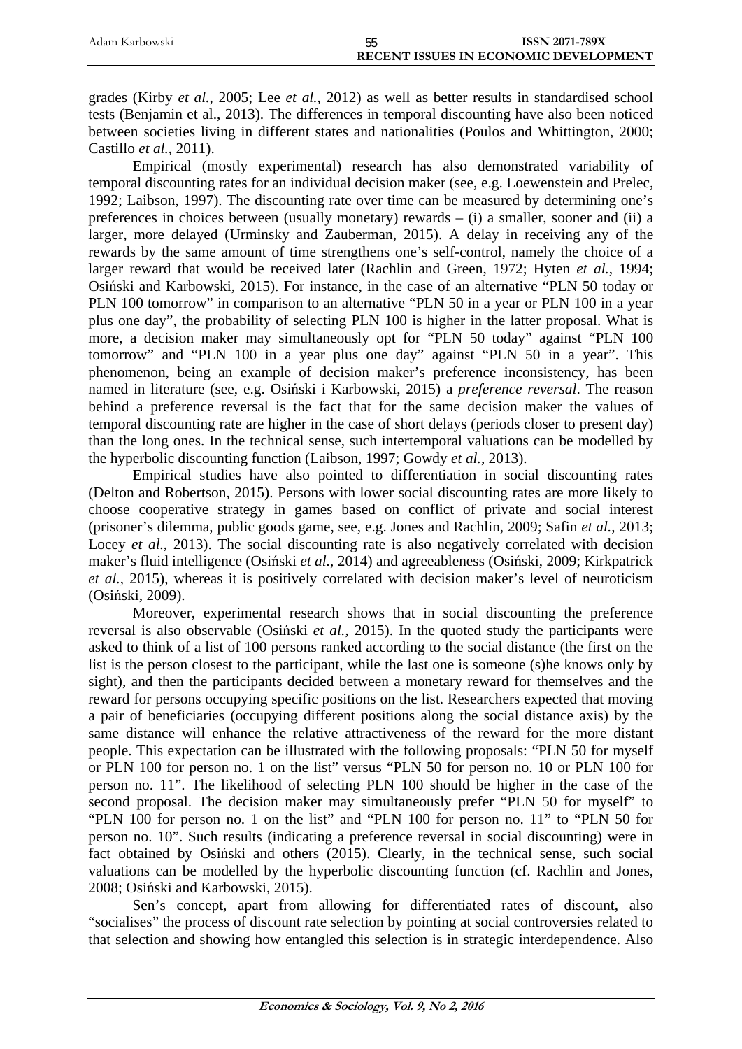grades (Kirby *et al.*, 2005; Lee *et al.*, 2012) as well as better results in standardised school tests (Benjamin et al., 2013). The differences in temporal discounting have also been noticed between societies living in different states and nationalities (Poulos and Whittington, 2000; Castillo *et al.*, 2011).

Empirical (mostly experimental) research has also demonstrated variability of temporal discounting rates for an individual decision maker (see, e.g. Loewenstein and Prelec, 1992; Laibson, 1997). The discounting rate over time can be measured by determining one's preferences in choices between (usually monetary) rewards – (i) a smaller, sooner and (ii) a larger, more delayed (Urminsky and Zauberman, 2015). A delay in receiving any of the rewards by the same amount of time strengthens one's self-control, namely the choice of a larger reward that would be received later (Rachlin and Green, 1972; Hyten *et al.*, 1994; Osiński and Karbowski, 2015). For instance, in the case of an alternative "PLN 50 today or PLN 100 tomorrow" in comparison to an alternative "PLN 50 in a year or PLN 100 in a year plus one day", the probability of selecting PLN 100 is higher in the latter proposal. What is more, a decision maker may simultaneously opt for "PLN 50 today" against "PLN 100 tomorrow" and "PLN 100 in a year plus one day" against "PLN 50 in a year". This phenomenon, being an example of decision maker's preference inconsistency, has been named in literature (see, e.g. Osiński i Karbowski, 2015) a *preference reversal*. The reason behind a preference reversal is the fact that for the same decision maker the values of temporal discounting rate are higher in the case of short delays (periods closer to present day) than the long ones. In the technical sense, such intertemporal valuations can be modelled by the hyperbolic discounting function (Laibson, 1997; Gowdy *et al.*, 2013).

Empirical studies have also pointed to differentiation in social discounting rates (Delton and Robertson, 2015). Persons with lower social discounting rates are more likely to choose cooperative strategy in games based on conflict of private and social interest (prisoner's dilemma, public goods game, see, e.g. Jones and Rachlin, 2009; Safin *et al.*, 2013; Locey *et al.*, 2013). The social discounting rate is also negatively correlated with decision maker's fluid intelligence (Osiński *et al.*, 2014) and agreeableness (Osiński, 2009; Kirkpatrick *et al.*, 2015), whereas it is positively correlated with decision maker's level of neuroticism (Osiński, 2009).

Moreover, experimental research shows that in social discounting the preference reversal is also observable (Osiński *et al.*, 2015). In the quoted study the participants were asked to think of a list of 100 persons ranked according to the social distance (the first on the list is the person closest to the participant, while the last one is someone (s)he knows only by sight), and then the participants decided between a monetary reward for themselves and the reward for persons occupying specific positions on the list. Researchers expected that moving a pair of beneficiaries (occupying different positions along the social distance axis) by the same distance will enhance the relative attractiveness of the reward for the more distant people. This expectation can be illustrated with the following proposals: "PLN 50 for myself or PLN 100 for person no. 1 on the list" versus "PLN 50 for person no. 10 or PLN 100 for person no. 11". The likelihood of selecting PLN 100 should be higher in the case of the second proposal. The decision maker may simultaneously prefer "PLN 50 for myself" to "PLN 100 for person no. 1 on the list" and "PLN 100 for person no. 11" to "PLN 50 for person no. 10". Such results (indicating a preference reversal in social discounting) were in fact obtained by Osiński and others (2015). Clearly, in the technical sense, such social valuations can be modelled by the hyperbolic discounting function (cf. Rachlin and Jones, 2008; Osiński and Karbowski, 2015).

Sen's concept, apart from allowing for differentiated rates of discount, also "socialises" the process of discount rate selection by pointing at social controversies related to that selection and showing how entangled this selection is in strategic interdependence. Also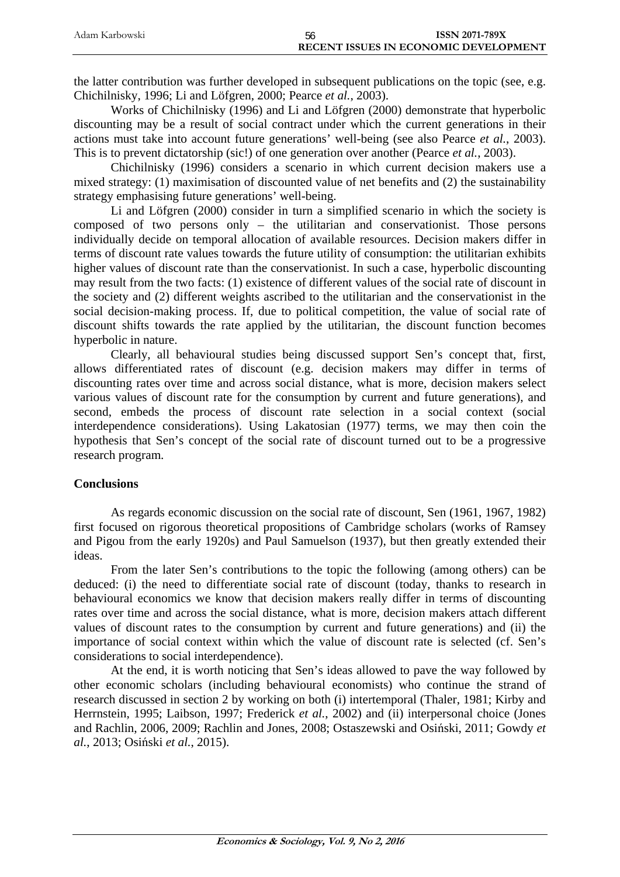the latter contribution was further developed in subsequent publications on the topic (see, e.g. Chichilnisky, 1996; Li and Löfgren, 2000; Pearce *et al.*, 2003).

Works of Chichilnisky (1996) and Li and Löfgren (2000) demonstrate that hyperbolic discounting may be a result of social contract under which the current generations in their actions must take into account future generations' well-being (see also Pearce *et al.*, 2003). This is to prevent dictatorship (sic!) of one generation over another (Pearce *et al.*, 2003).

Chichilnisky (1996) considers a scenario in which current decision makers use a mixed strategy: (1) maximisation of discounted value of net benefits and (2) the sustainability strategy emphasising future generations' well-being.

Li and Löfgren (2000) consider in turn a simplified scenario in which the society is composed of two persons only – the utilitarian and conservationist. Those persons individually decide on temporal allocation of available resources. Decision makers differ in terms of discount rate values towards the future utility of consumption: the utilitarian exhibits higher values of discount rate than the conservationist. In such a case, hyperbolic discounting may result from the two facts: (1) existence of different values of the social rate of discount in the society and (2) different weights ascribed to the utilitarian and the conservationist in the social decision-making process. If, due to political competition, the value of social rate of discount shifts towards the rate applied by the utilitarian, the discount function becomes hyperbolic in nature.

Clearly, all behavioural studies being discussed support Sen's concept that, first, allows differentiated rates of discount (e.g. decision makers may differ in terms of discounting rates over time and across social distance, what is more, decision makers select various values of discount rate for the consumption by current and future generations), and second, embeds the process of discount rate selection in a social context (social interdependence considerations). Using Lakatosian (1977) terms, we may then coin the hypothesis that Sen's concept of the social rate of discount turned out to be a progressive research program.

## Conclusions

As regards economic discussion on the social rate of discount, Sen (1961, 1967, 1982) first focused on rigorous theoretical propositions of Cambridge scholars (works of Ramsey and Pigou from the early 1920s) and Paul Samuelson (1937), but then greatly extended their ideas.

From the later Sen's contributions to the topic the following (among others) can be deduced: (i) the need to differentiate social rate of discount (today, thanks to research in behavioural economics we know that decision makers really differ in terms of discounting rates over time and across the social distance, what is more, decision makers attach different values of discount rates to the consumption by current and future generations) and (ii) the importance of social context within which the value of discount rate is selected (cf. Sen's considerations to social interdependence).

At the end, it is worth noticing that Sen's ideas allowed to pave the way followed by other economic scholars (including behavioural economists) who continue the strand of research discussed in section 2 by working on both (i) intertemporal (Thaler, 1981; Kirby and Herrnstein, 1995; Laibson, 1997; Frederick *et al.*, 2002) and (ii) interpersonal choice (Jones and Rachlin, 2006, 2009; Rachlin and Jones, 2008; Ostaszewski and Osiński, 2011; Gowdy *et al.*, 2013; Osiński *et al.*, 2015).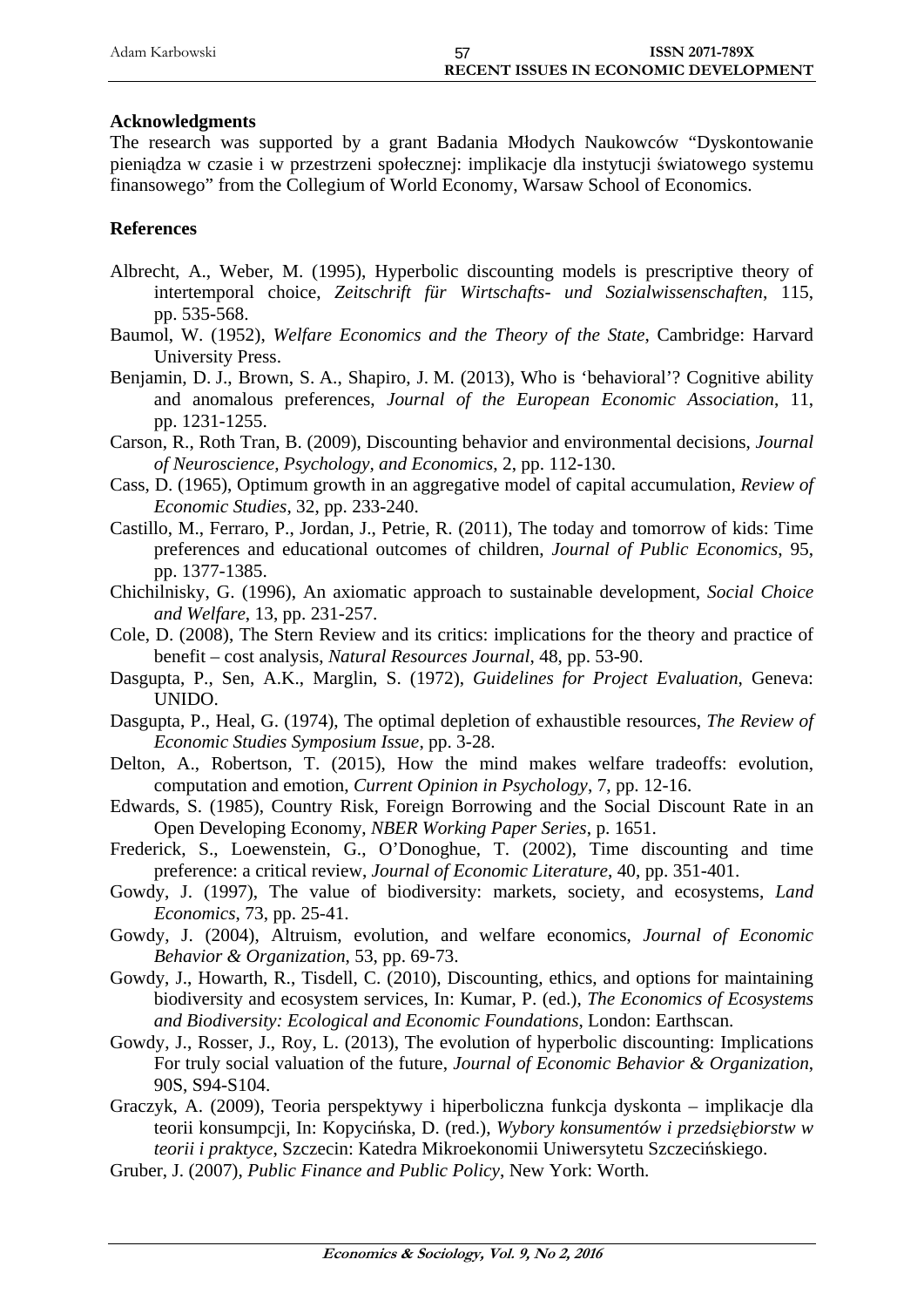**Acknowledgments**

The research was supported by a grant Badania Młodych Naukowców "Dyskontowanie pieniądza w czasie i w przestrzeni społecznej: implikacje dla instytucji światowego systemu finansowego" from the Collegium of World Economy, Warsaw School of Economics.

**References**

Albrecht, A., Weber, M. (1995), Hyperbolic discounting models is prescriptive theory of intertemporal choice, *Zeitschrift für Wirtschafts- und Sozialwissenschaften*, 115, pp. 535-568.

Baumol, W. (1952), *Welfare Economics and the Theory of the State*, Cambridge: Harvard University Press.

Benjamin, D. J., Brown, S. A., Shapiro, J. M. (2013), Who is 'behavioral'? Cognitive ability and anomalous preferences, *Journal of the European Economic Association*, 11, pp. 1231-1255.

Carson, R., Roth Tran, B. (2009), Discounting behavior and environmental decisions, *Journal of Neuroscience, Psychology, and Economics*, 2, pp. 112-130.

Cass, D. (1965), Optimum growth in an aggregative model of capital accumulation, *Review of Economic Studies*, 32, pp. 233-240.

Castillo, M., Ferraro, P., Jordan, J., Petrie, R. (2011), The today and tomorrow of kids: Time preferences and educational outcomes of children, *Journal of Public Economics*, 95, pp. 1377-1385.

Chichilnisky, G. (1996), An axiomatic approach to sustainable development, *Social Choice and Welfare*, 13, pp. 231-257.

Cole, D. (2008), The Stern Review and its critics: implications for the theory and practice of benefit – cost analysis, *Natural Resources Journal*, 48, pp. 53-90.

Dasgupta, P., Sen, A.K., Marglin, S. (1972), *Guidelines for Project Evaluation*, Geneva: UNIDO.

Dasgupta, P., Heal, G. (1974), The optimal depletion of exhaustible resources, *The Review of Economic Studies Symposium Issue*, pp. 3-28.

Delton, A., Robertson, T. (2015), How the mind makes welfare tradeoffs: evolution, computation and emotion, *Current Opinion in Psychology*, 7, pp. 12-16.

Edwards, S. (1985), Country Risk, Foreign Borrowing and the Social Discount Rate in an Open Developing Economy, *NBER Working Paper Series*, p. 1651.

Frederick, S., Loewenstein, G., O'Donoghue, T. (2002), Time discounting and time preference: a critical review, *Journal of Economic Literature*, 40, pp. 351-401.

Gowdy, J. (1997), The value of biodiversity: markets, society, and ecosystems, *Land Economics*, 73, pp. 25-41.

Gowdy, J. (2004), Altruism, evolution, and welfare economics, *Journal of Economic Behavior & Organization*, 53, pp. 69-73.

Gowdy, J., Howarth, R., Tisdell, C. (2010), Discounting, ethics, and options for maintaining biodiversity and ecosystem services, In: Kumar, P. (ed.), *The Economics of Ecosystems and Biodiversity: Ecological and Economic Foundations*, London: Earthscan.

Gowdy, J., Rosser, J., Roy, L. (2013), The evolution of hyperbolic discounting: Implications For truly social valuation of the future, *Journal of Economic Behavior & Organization*, 90S, S94-S104.

Graczyk, A. (2009), Teoria perspektywy i hiperboliczna funkcja dyskonta – implikacje dla teorii konsumpcji, In: Kopycińska, D. (red.), *Wybory konsumentów i przedsiębiorstw w teorii i praktyce*, Szczecin: Katedra Mikroekonomii Uniwersytetu Szczecińskiego.

Gruber, J. (2007), *Public Finance and Public Policy*, New York: Worth.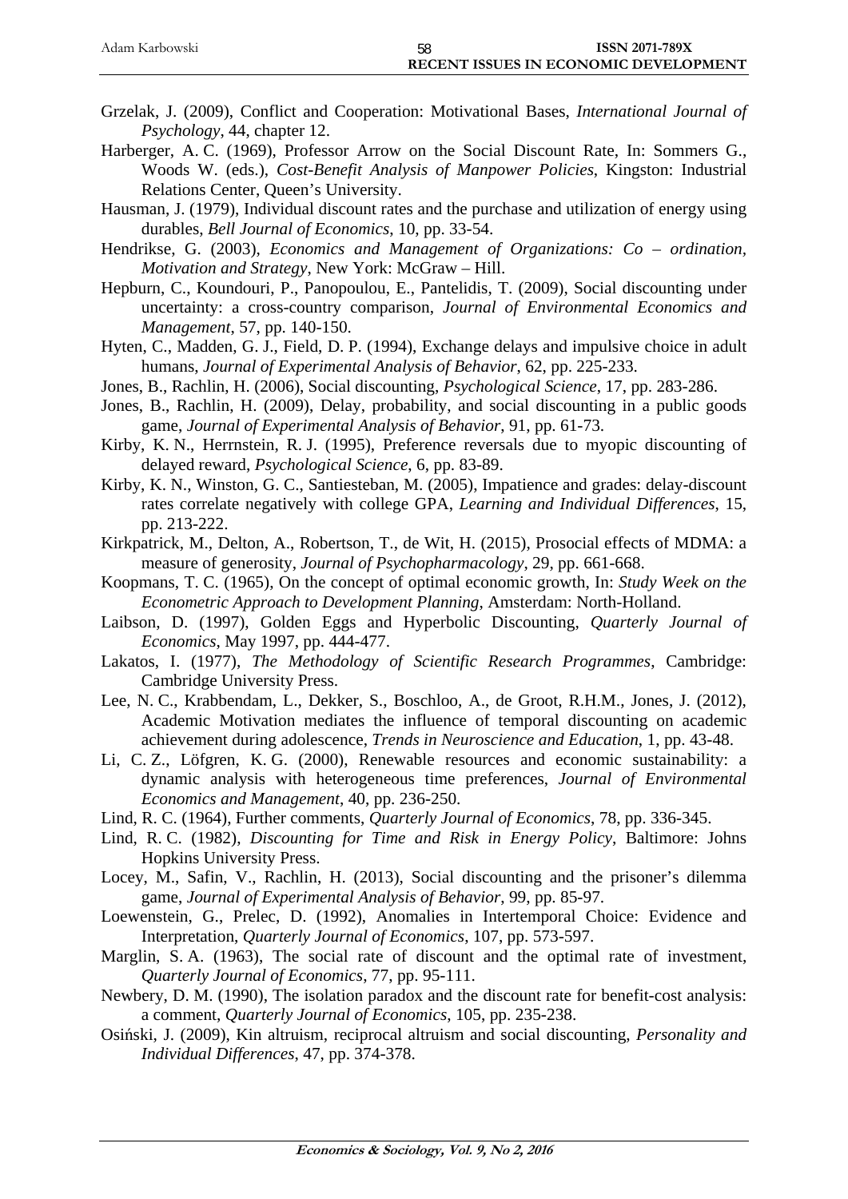Grzelak, J. (2009), Conflict and Cooperation: Motivational Bases, *International Journal of Psychology*, 44, chapter 12.

Harberger, A. C. (1969), Professor Arrow on the Social Discount Rate, In: Sommers G., Woods W. (eds.), *Cost-Benefit Analysis of Manpower Policies*, Kingston: Industrial Relations Center, Queen's University.

Hausman, J. (1979), Individual discount rates and the purchase and utilization of energy using durables, *Bell Journal of Economics*, 10, pp. 33-54.

Hendrikse, G. (2003), *Economics and Management of Organizations: Co – ordination, Motivation and Strategy*, New York: McGraw – Hill.

Hepburn, C., Koundouri, P., Panopoulou, E., Pantelidis, T. (2009), Social discounting under uncertainty: a cross-country comparison, *Journal of Environmental Economics and Management*, 57, pp. 140-150.

Hyten, C., Madden, G. J., Field, D. P. (1994), Exchange delays and impulsive choice in adult humans, *Journal of Experimental Analysis of Behavior*, 62, pp. 225-233.

Jones, B., Rachlin, H. (2006), Social discounting, *Psychological Science*, 17, pp. 283-286.

Jones, B., Rachlin, H. (2009), Delay, probability, and social discounting in a public goods game, *Journal of Experimental Analysis of Behavior*, 91, pp. 61-73.

Kirby, K. N., Herrnstein, R. J. (1995), Preference reversals due to myopic discounting of delayed reward, *Psychological Science*, 6, pp. 83-89.

Kirby, K. N., Winston, G. C., Santiesteban, M. (2005), Impatience and grades: delay-discount rates correlate negatively with college GPA, *Learning and Individual Differences*, 15, pp. 213-222.

Kirkpatrick, M., Delton, A., Robertson, T., de Wit, H. (2015), Prosocial effects of MDMA: a measure of generosity, *Journal of Psychopharmacology*, 29, pp. 661-668.

Koopmans, T. C. (1965), On the concept of optimal economic growth, In: *Study Week on the Econometric Approach to Development Planning*, Amsterdam: North-Holland.

Laibson, D. (1997), Golden Eggs and Hyperbolic Discounting, *Quarterly Journal of Economics*, May 1997, pp. 444-477.

Lakatos, I. (1977), *The Methodology of Scientific Research Programmes*, Cambridge: Cambridge University Press.

Lee, N. C., Krabbendam, L., Dekker, S., Boschloo, A., de Groot, R.H.M., Jones, J. (2012), Academic Motivation mediates the influence of temporal discounting on academic achievement during adolescence, *Trends in Neuroscience and Education*, 1, pp. 43-48.

Li, C. Z., Löfgren, K. G. (2000), Renewable resources and economic sustainability: a dynamic analysis with heterogeneous time preferences, *Journal of Environmental Economics and Management*, 40, pp. 236-250.

Lind, R. C. (1964), Further comments, *Quarterly Journal of Economics*, 78, pp. 336-345.

Lind, R. C. (1982), *Discounting for Time and Risk in Energy Policy*, Baltimore: Johns Hopkins University Press.

Locey, M., Safin, V., Rachlin, H. (2013), Social discounting and the prisoner's dilemma game, *Journal of Experimental Analysis of Behavior*, 99, pp. 85-97.

Loewenstein, G., Prelec, D. (1992), Anomalies in Intertemporal Choice: Evidence and Interpretation, *Quarterly Journal of Economics*, 107, pp. 573-597.

Marglin, S. A. (1963), The social rate of discount and the optimal rate of investment, *Quarterly Journal of Economics*, 77, pp. 95-111.

Newbery, D. M. (1990), The isolation paradox and the discount rate for benefit-cost analysis: a comment, *Quarterly Journal of Economics*, 105, pp. 235-238.

Osiński, J. (2009), Kin altruism, reciprocal altruism and social discounting, *Personality and Individual Differences*, 47, pp. 374-378.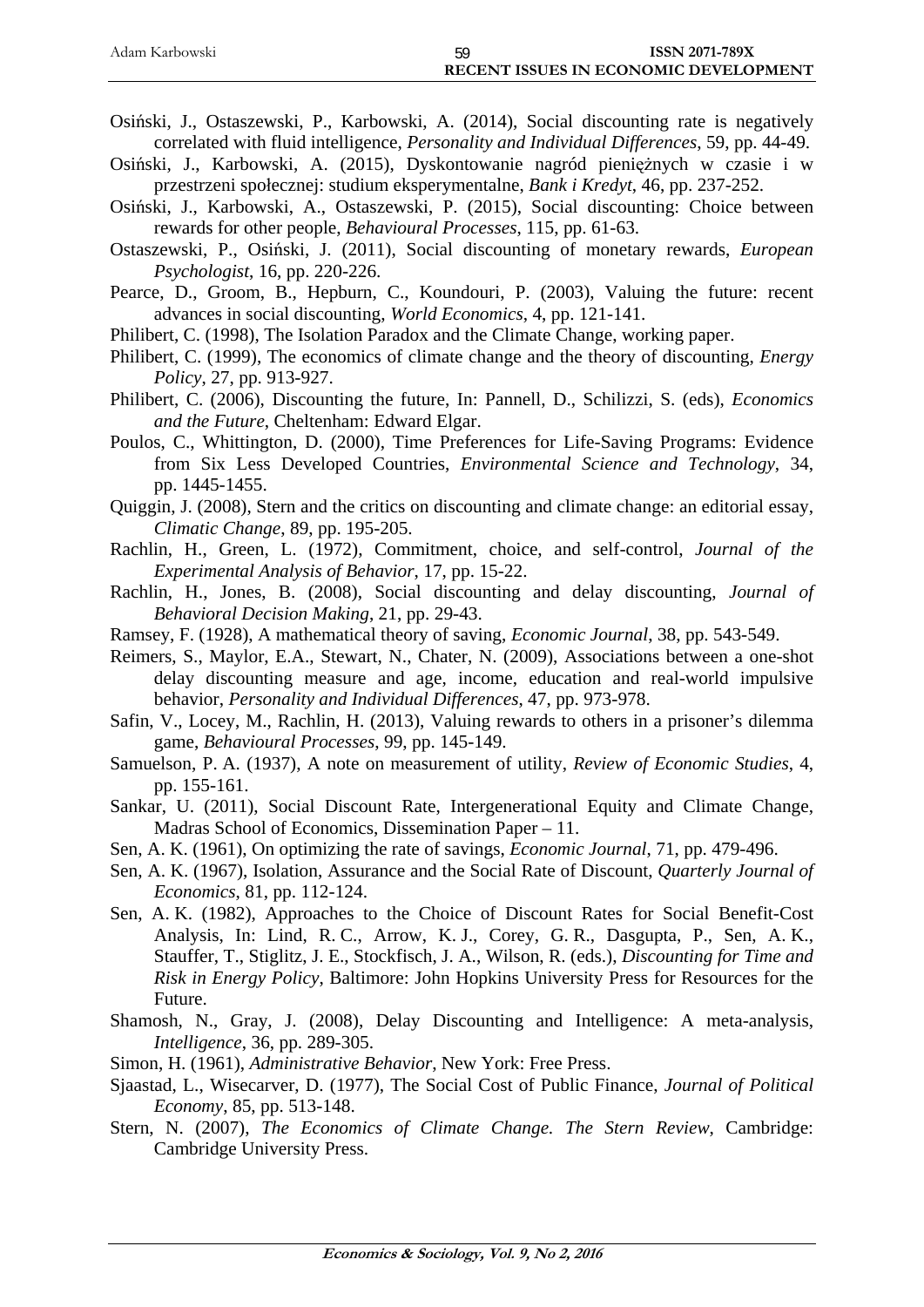Osiński, J., Ostaszewski, P., Karbowski, A. (2014), Social discounting rate is negatively correlated with fluid intelligence, *Personality and Individual Differences*, 59, pp. 44-49.

Osiński, J., Karbowski, A. (2015), Dyskontowanie nagród pieniężnych w czasie i w przestrzeni społecznej: studium eksperymentalne, *Bank i Kredyt*, 46, pp. 237-252.

Osiński, J., Karbowski, A., Ostaszewski, P. (2015), Social discounting: Choice between rewards for other people, *Behavioural Processes*, 115, pp. 61-63.

Ostaszewski, P., Osiński, J. (2011), Social discounting of monetary rewards, *European Psychologist*, 16, pp. 220-226.

Pearce, D., Groom, B., Hepburn, C., Koundouri, P. (2003), Valuing the future: recent advances in social discounting, *World Economics*, 4, pp. 121-141.

Philibert, C. (1998), The Isolation Paradox and the Climate Change, working paper.

Philibert, C. (1999), The economics of climate change and the theory of discounting, *Energy Policy*, 27, pp. 913-927.

Philibert, C. (2006), Discounting the future, In: Pannell, D., Schilizzi, S. (eds), *Economics and the Future*, Cheltenham: Edward Elgar.

Poulos, C., Whittington, D. (2000), Time Preferences for Life-Saving Programs: Evidence from Six Less Developed Countries, *Environmental Science and Technology*, 34, pp. 1445-1455.

Quiggin, J. (2008), Stern and the critics on discounting and climate change: an editorial essay, *Climatic Change*, 89, pp. 195-205.

Rachlin, H., Green, L. (1972), Commitment, choice, and self-control, *Journal of the Experimental Analysis of Behavior*, 17, pp. 15-22.

Rachlin, H., Jones, B. (2008), Social discounting and delay discounting, *Journal of Behavioral Decision Making*, 21, pp. 29-43.

Ramsey, F. (1928), A mathematical theory of saving, *Economic Journal*, 38, pp. 543-549.

Reimers, S., Maylor, E.A., Stewart, N., Chater, N. (2009), Associations between a one-shot delay discounting measure and age, income, education and real-world impulsive behavior, *Personality and Individual Differences*, 47, pp. 973-978.

Safin, V., Locey, M., Rachlin, H. (2013), Valuing rewards to others in a prisoner's dilemma game, *Behavioural Processes*, 99, pp. 145-149.

Samuelson, P. A. (1937), A note on measurement of utility, *Review of Economic Studies*, 4, pp. 155-161.

Sankar, U. (2011), Social Discount Rate, Intergenerational Equity and Climate Change, Madras School of Economics, Dissemination Paper – 11.

Sen, A. K. (1961), On optimizing the rate of savings, *Economic Journal*, 71, pp. 479-496.

Sen, A. K. (1967), Isolation, Assurance and the Social Rate of Discount, *Quarterly Journal of Economics*, 81, pp. 112-124.

Sen, A. K. (1982), Approaches to the Choice of Discount Rates for Social Benefit-Cost Analysis, In: Lind, R. C., Arrow, K. J., Corey, G. R., Dasgupta, P., Sen, A. K., Stauffer, T., Stiglitz, J. E., Stockfisch, J. A., Wilson, R. (eds.), *Discounting for Time and Risk in Energy Policy*, Baltimore: John Hopkins University Press for Resources for the Future.

Shamosh, N., Gray, J. (2008), Delay Discounting and Intelligence: A meta-analysis, *Intelligence*, 36, pp. 289-305.

Simon, H. (1961), *Administrative Behavior*, New York: Free Press.

Sjaastad, L., Wisecarver, D. (1977), The Social Cost of Public Finance, *Journal of Political Economy*, 85, pp. 513-148.

Stern, N. (2007), *The Economics of Climate Change. The Stern Review*, Cambridge: Cambridge University Press.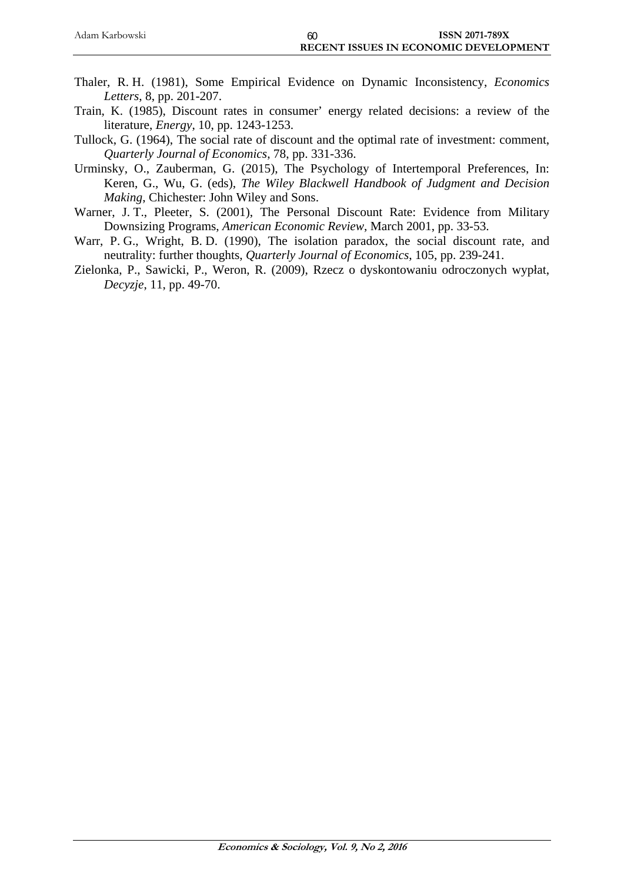Thaler, R. H. (1981), Some Empirical Evidence on Dynamic Inconsistency, *Economics Letters*, 8, pp. 201-207.

Train, K. (1985), Discount rates in consumer' energy related decisions: a review of the literature, *Energy*, 10, pp. 1243-1253.

Tullock, G. (1964), The social rate of discount and the optimal rate of investment: comment, *Quarterly Journal of Economics*, 78, pp. 331-336.

Urminsky, O., Zauberman, G. (2015), The Psychology of Intertemporal Preferences, In: Keren, G., Wu, G. (eds), *The Wiley Blackwell Handbook of Judgment and Decision Making*, Chichester: John Wiley and Sons.

Warner, J. T., Pleeter, S. (2001), The Personal Discount Rate: Evidence from Military Downsizing Programs, *American Economic Review*, March 2001, pp. 33-53.

Warr, P. G., Wright, B. D. (1990), The isolation paradox, the social discount rate, and neutrality: further thoughts, *Quarterly Journal of Economics*, 105, pp. 239-241.

Zielonka, P., Sawicki, P., Weron, R. (2009), Rzecz o dyskontowaniu odroczonych wypłat, *Decyzje*, 11, pp. 49-70.